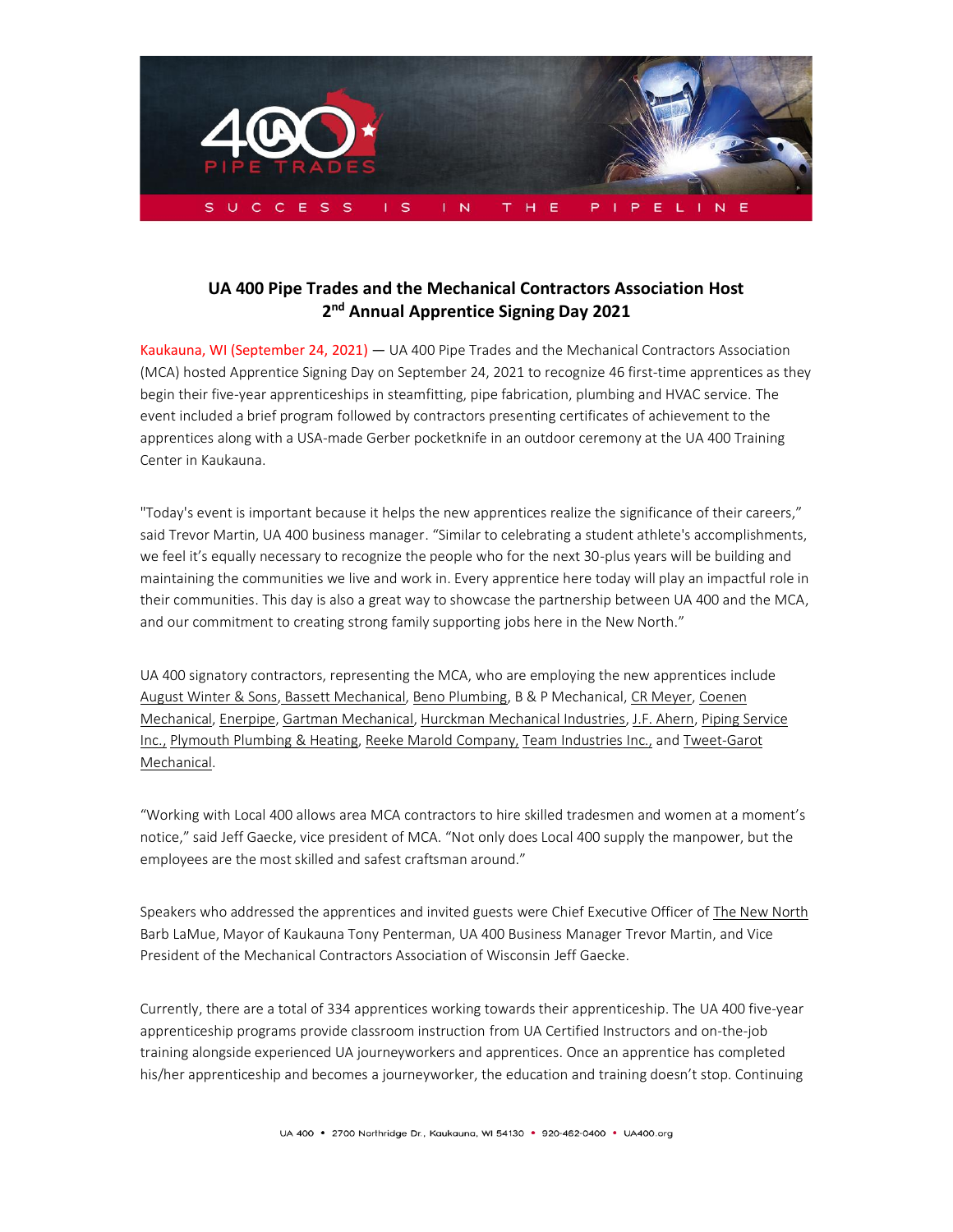# UA 400 Pipe Trades and the Mechanical Contractors Association Host 2nd Annual Apprentice Signing Day 2021

Kaukauna, WI (September 24, 2021) — UA 400 Pipe Trades and the Mechanical Contractors Association (MCA) hosted Apprentice Signing Day on September 24, 2021 to recognize 46 first-time apprentices as they begin their five-year apprenticeships in steamfitting, pipe fabrication, plumbing and HVAC service. The event included a brief program followed by contractors presenting certificates of achievement to the apprentices along with a USA-made Gerber pocketknife in an outdoor ceremony at the UA 400 Training Center in Kaukauna.

"Today's event is important because it helps the new apprentices realize the significance of their careers," said Trevor Martin, UA 400 business manager. "Similar to celebrating a student athlete's accomplishments, we feel it's equally necessary to recognize the people who for the next 30-plus years will be building and maintaining the communities we live and work in. Every apprentice here today will play an impactful role in their communities. This day is also a great way to showcase the partnership between UA 400 and the MCA, and our commitment to creating strong family supporting jobs here in the New North."

UA 400 signatory contractors, representing the MCA, who are employing the new apprentices include August Winter & Sons, Bassett Mechanical, Beno Plumbing, B & P Mechanical, CR Meyer, Coenen Mechanical, Enerpipe, Gartman Mechanical, Hurckman Mechanical Industries, J.F. Ahern, Piping Service Inc., Plymouth Plumbing & Heating, Reeke Marold Company, Team Industries Inc., and Tweet-Garot Mechanical.

"Working with Local 400 allows area MCA contractors to hire skilled tradesmen and women at a moment's notice," said Jeff Gaecke, vice president of MCA. "Not only does Local 400 supply the manpower, but the employees are the most skilled and safest craftsman around."

Speakers who addressed the apprentices and invited guests were Chief Executive Officer of The New North Barb LaMue, Mayor of Kaukauna Tony Penterman, UA 400 Business Manager Trevor Martin, and Vice President of the Mechanical Contractors Association of Wisconsin Jeff Gaecke.

Currently, there are a total of 334 apprentices working towards their apprenticeship. The UA 400 five-year apprenticeship programs provide classroom instruction from UA Certified Instructors and on-the-job training alongside experienced UA journeyworkers and apprentices. Once an apprentice has completed his/her apprenticeship and becomes a journeyworker, the education and training doesn't stop. Continuing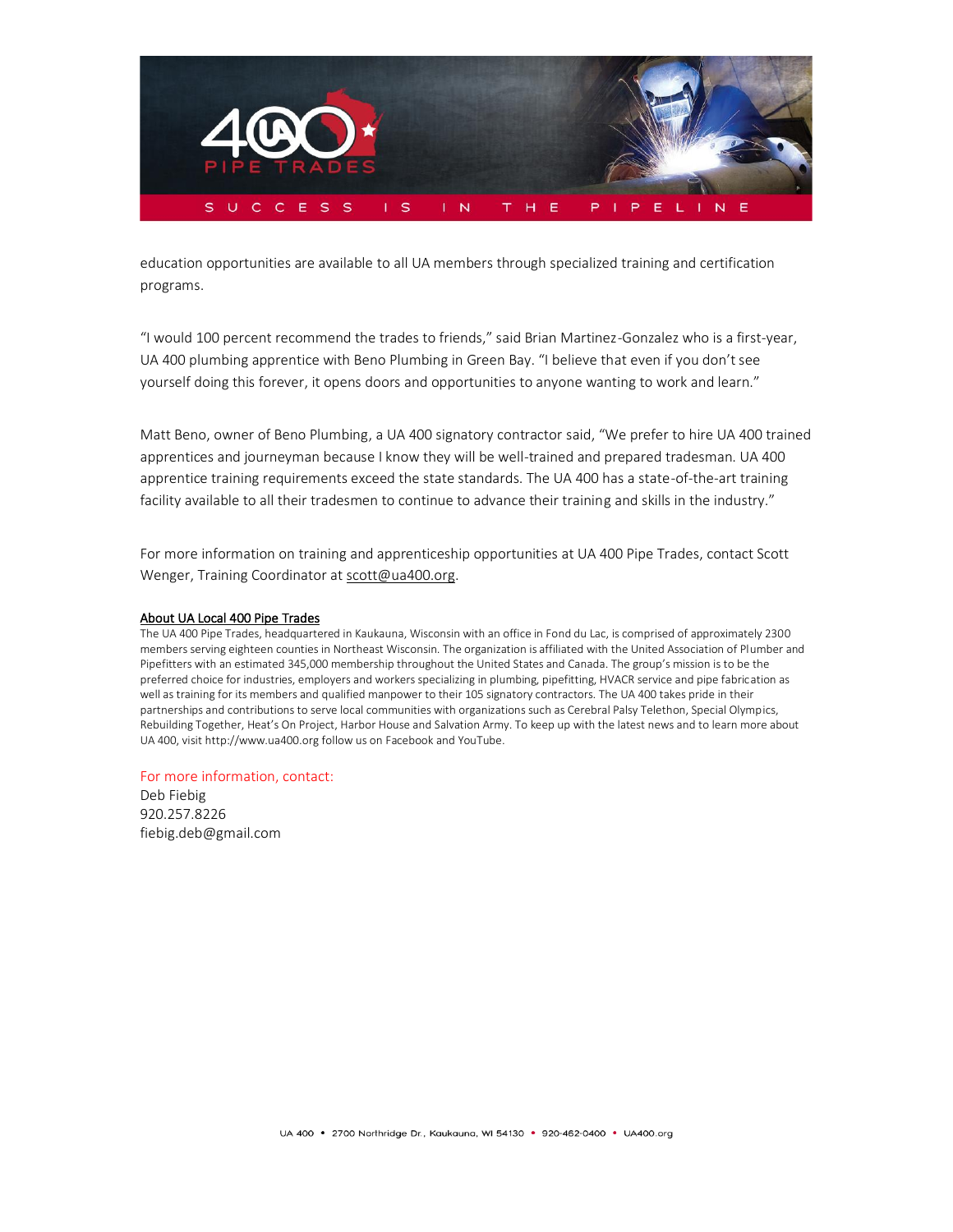education opportunities are available to all UA members through specialized training and certification programs.

"I would 100 percent recommend the trades to friends," said Brian Martinez-Gonzalez who is a first-year, UA 400 plumbing apprentice with Beno Plumbing in Green Bay. "I believe that even if you don't see yourself doing this forever, it opens doors and opportunities to anyone wanting to work and learn."

Matt Beno, owner of Beno Plumbing, a UA 400 signatory contractor said, "We prefer to hire UA 400 trained apprentices and journeyman because I know they will be well-trained and prepared tradesman. UA 400 apprentice training requirements exceed the state standards. The UA 400 has a state-of-the-art training facility available to all their tradesmen to continue to advance their training and skills in the industry."

For more information on training and apprenticeship opportunities at UA 400 Pipe Trades, contact Scott Wenger, Training Coordinator at scott@ua400.org.

**About UA Local 400 Pipe Trades**

The UA 400 Pipe Trades, headquartered in Kaukauna, Wisconsin with an office in Fond du Lac, is comprised of approximately 2300 members serving eighteen counties in Northeast Wisconsin. The organization is affiliated with the United Association of Plumber and Pipefitters with an estimated 345,000 membership throughout the United States and Canada. The group's mission is to be the preferred choice for industries, employers and workers specializing in plumbing, pipefitting, HVACR service and pipe fabrication as well as training for its members and qualified manpower to their 105 signatory contractors. The UA 400 takes pride in their partnerships and contributions to serve local communities with organizations such as Cerebral Palsy Telethon, Special Olympics, Rebuilding Together, Heat's On Project, Harbor House and Salvation Army. To keep up with the latest news and to learn more about UA 400, visit http://www.ua400.org follow us on Facebook and YouTube.

For more information, contact:
Deb Fiebig
920.257.8226
fiebig.deb@gmail.com